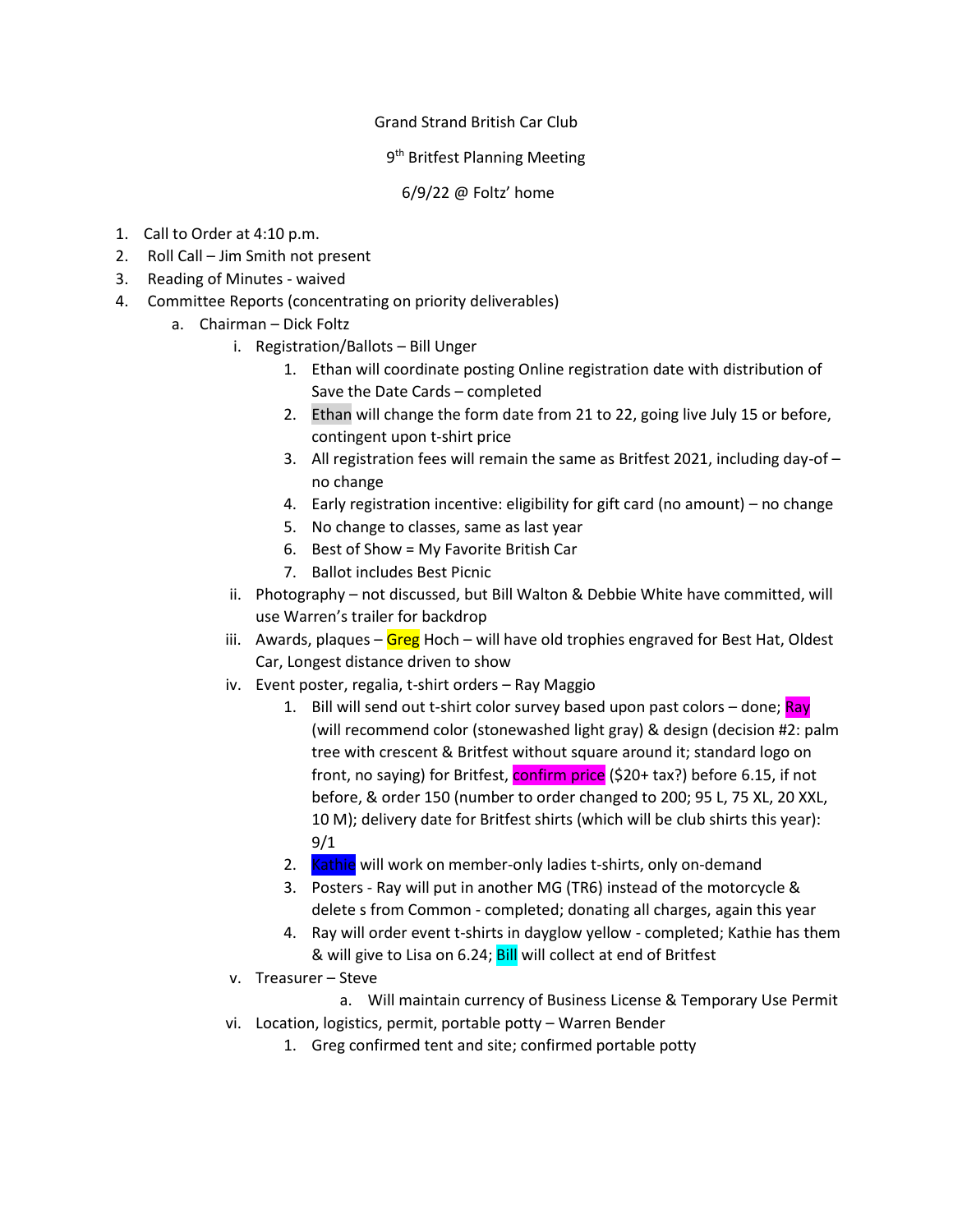Grand Strand British Car Club

9th Britfest Planning Meeting

6/9/22 @ Foltz' home

1. Call to Order at 4:10 p.m.
2. Roll Call – Jim Smith not present
3. Reading of Minutes - waived
4. Committee Reports (concentrating on priority deliverables)
   a. Chairman – Dick Foltz
      i. Registration/Ballots – Bill Unger
         1. Ethan will coordinate posting Online registration date with distribution of Save the Date Cards – completed
         2. Ethan will change the form date from 21 to 22, going live July 15 or before, contingent upon t-shirt price
         3. All registration fees will remain the same as Britfest 2021, including day-of – no change
         4. Early registration incentive: eligibility for gift card (no amount) – no change
         5. No change to classes, same as last year
         6. Best of Show = My Favorite British Car
         7. Ballot includes Best Picnic
      ii. Photography – not discussed, but Bill Walton & Debbie White have committed, will use Warren's trailer for backdrop
      iii. Awards, plaques – Greg Hoch – will have old trophies engraved for Best Hat, Oldest Car, Longest distance driven to show
      iv. Event poster, regalia, t-shirt orders – Ray Maggio
         1. Bill will send out t-shirt color survey based upon past colors – done; Ray (will recommend color (stonewashed light gray) & design (decision #2: palm tree with crescent & Britfest without square around it; standard logo on front, no saying) for Britfest, confirm price ($20+ tax?) before 6.15, if not before, & order 150 (number to order changed to 200; 95 L, 75 XL, 20 XXL, 10 M); delivery date for Britfest shirts (which will be club shirts this year): 9/1
         2. Kathie will work on member-only ladies t-shirts, only on-demand
         3. Posters - Ray will put in another MG (TR6) instead of the motorcycle & delete s from Common - completed; donating all charges, again this year
         4. Ray will order event t-shirts in dayglow yellow - completed; Kathie has them & will give to Lisa on 6.24; Bill will collect at end of Britfest
      v. Treasurer – Steve
         a. Will maintain currency of Business License & Temporary Use Permit
      vi. Location, logistics, permit, portable potty – Warren Bender
         1. Greg confirmed tent and site; confirmed portable potty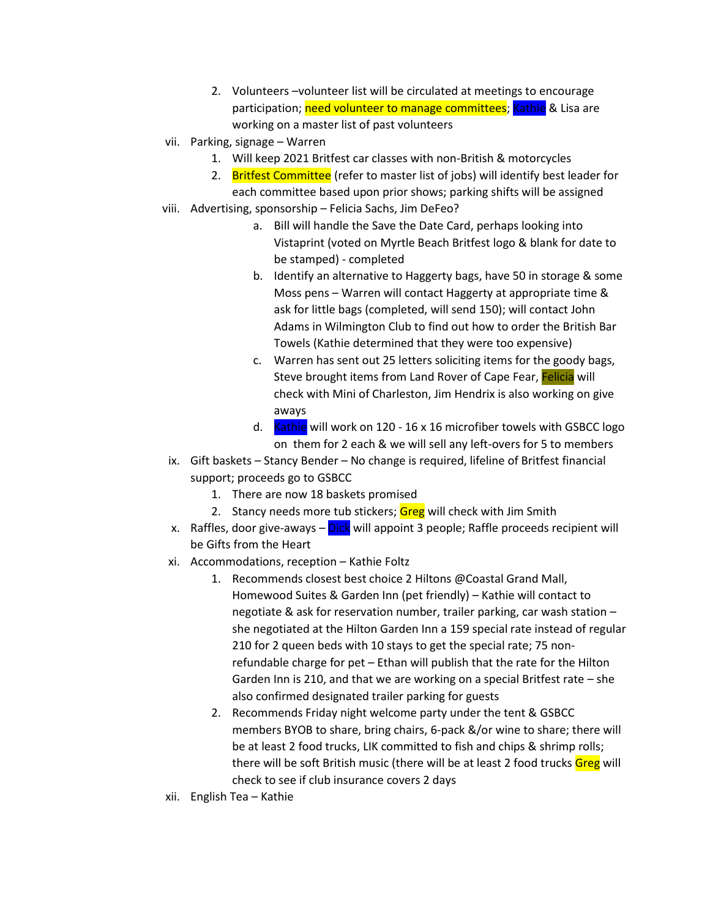2. Volunteers –volunteer list will be circulated at meetings to encourage participation; need volunteer to manage committees; Kathie & Lisa are working on a master list of past volunteers

vii. Parking, signage – Warren
   1. Will keep 2021 Britfest car classes with non-British & motorcycles
   2. Britfest Committee (refer to master list of jobs) will identify best leader for each committee based upon prior shows; parking shifts will be assigned

viii. Advertising, sponsorship – Felicia Sachs, Jim DeFeo?
   a. Bill will handle the Save the Date Card, perhaps looking into Vistaprint (voted on Myrtle Beach Britfest logo & blank for date to be stamped) - completed
   b. Identify an alternative to Haggerty bags, have 50 in storage & some Moss pens – Warren will contact Haggerty at appropriate time & ask for little bags (completed, will send 150); will contact John Adams in Wilmington Club to find out how to order the British Bar Towels (Kathie determined that they were too expensive)
   c. Warren has sent out 25 letters soliciting items for the goody bags, Steve brought items from Land Rover of Cape Fear, Felicia will check with Mini of Charleston, Jim Hendrix is also working on give aways
   d. Kathie will work on 120 - 16 x 16 microfiber towels with GSBCC logo on them for 2 each & we will sell any left-overs for 5 to members

ix. Gift baskets – Stancy Bender – No change is required, lifeline of Britfest financial support; proceeds go to GSBCC
   1. There are now 18 baskets promised
   2. Stancy needs more tub stickers; Greg will check with Jim Smith

x. Raffles, door give-aways – Dick will appoint 3 people; Raffle proceeds recipient will be Gifts from the Heart

xi. Accommodations, reception – Kathie Foltz
   1. Recommends closest best choice 2 Hiltons @Coastal Grand Mall, Homewood Suites & Garden Inn (pet friendly) – Kathie will contact to negotiate & ask for reservation number, trailer parking, car wash station – she negotiated at the Hilton Garden Inn a 159 special rate instead of regular 210 for 2 queen beds with 10 stays to get the special rate; 75 non-refundable charge for pet – Ethan will publish that the rate for the Hilton Garden Inn is 210, and that we are working on a special Britfest rate – she also confirmed designated trailer parking for guests
   2. Recommends Friday night welcome party under the tent & GSBCC members BYOB to share, bring chairs, 6-pack &/or wine to share; there will be at least 2 food trucks, LIK committed to fish and chips & shrimp rolls; there will be soft British music (there will be at least 2 food trucks Greg will check to see if club insurance covers 2 days

xii. English Tea – Kathie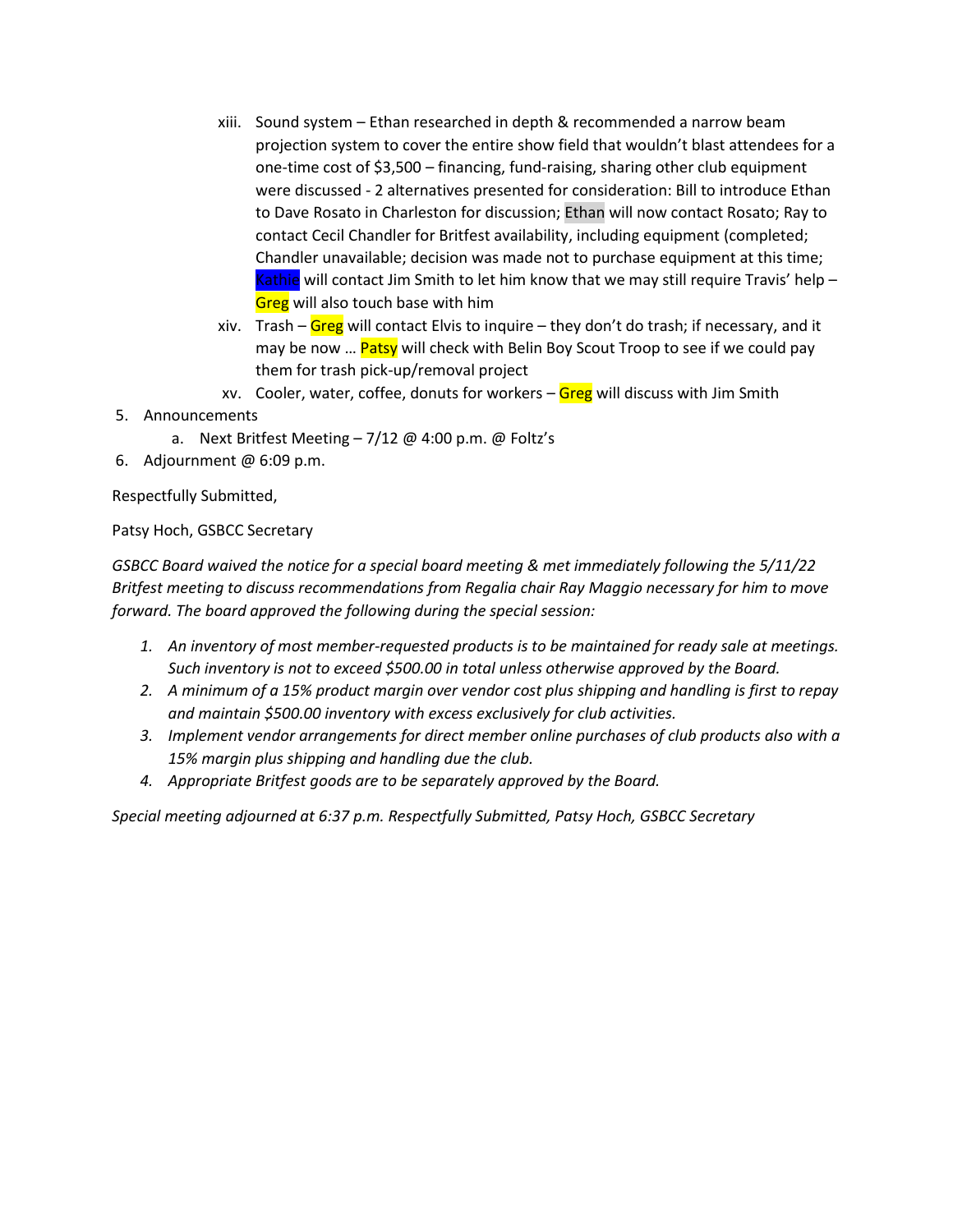xiii. Sound system – Ethan researched in depth & recommended a narrow beam projection system to cover the entire show field that wouldn't blast attendees for a one-time cost of $3,500 – financing, fund-raising, sharing other club equipment were discussed - 2 alternatives presented for consideration: Bill to introduce Ethan to Dave Rosato in Charleston for discussion; Ethan will now contact Rosato; Ray to contact Cecil Chandler for Britfest availability, including equipment (completed; Chandler unavailable; decision was made not to purchase equipment at this time; Kathie will contact Jim Smith to let him know that we may still require Travis' help – Greg will also touch base with him

xiv. Trash – Greg will contact Elvis to inquire – they don't do trash; if necessary, and it may be now … Patsy will check with Belin Boy Scout Troop to see if we could pay them for trash pick-up/removal project

xv. Cooler, water, coffee, donuts for workers – Greg will discuss with Jim Smith

5. Announcements
   a. Next Britfest Meeting – 7/12 @ 4:00 p.m. @ Foltz's
6. Adjournment @ 6:09 p.m.

Respectfully Submitted,

Patsy Hoch, GSBCC Secretary

*GSBCC Board waived the notice for a special board meeting & met immediately following the 5/11/22 Britfest meeting to discuss recommendations from Regalia chair Ray Maggio necessary for him to move forward. The board approved the following during the special session:*

1. *An inventory of most member-requested products is to be maintained for ready sale at meetings. Such inventory is not to exceed $500.00 in total unless otherwise approved by the Board.*
2. *A minimum of a 15% product margin over vendor cost plus shipping and handling is first to repay and maintain $500.00 inventory with excess exclusively for club activities.*
3. *Implement vendor arrangements for direct member online purchases of club products also with a 15% margin plus shipping and handling due the club.*
4. *Appropriate Britfest goods are to be separately approved by the Board.*

*Special meeting adjourned at 6:37 p.m. Respectfully Submitted, Patsy Hoch, GSBCC Secretary*